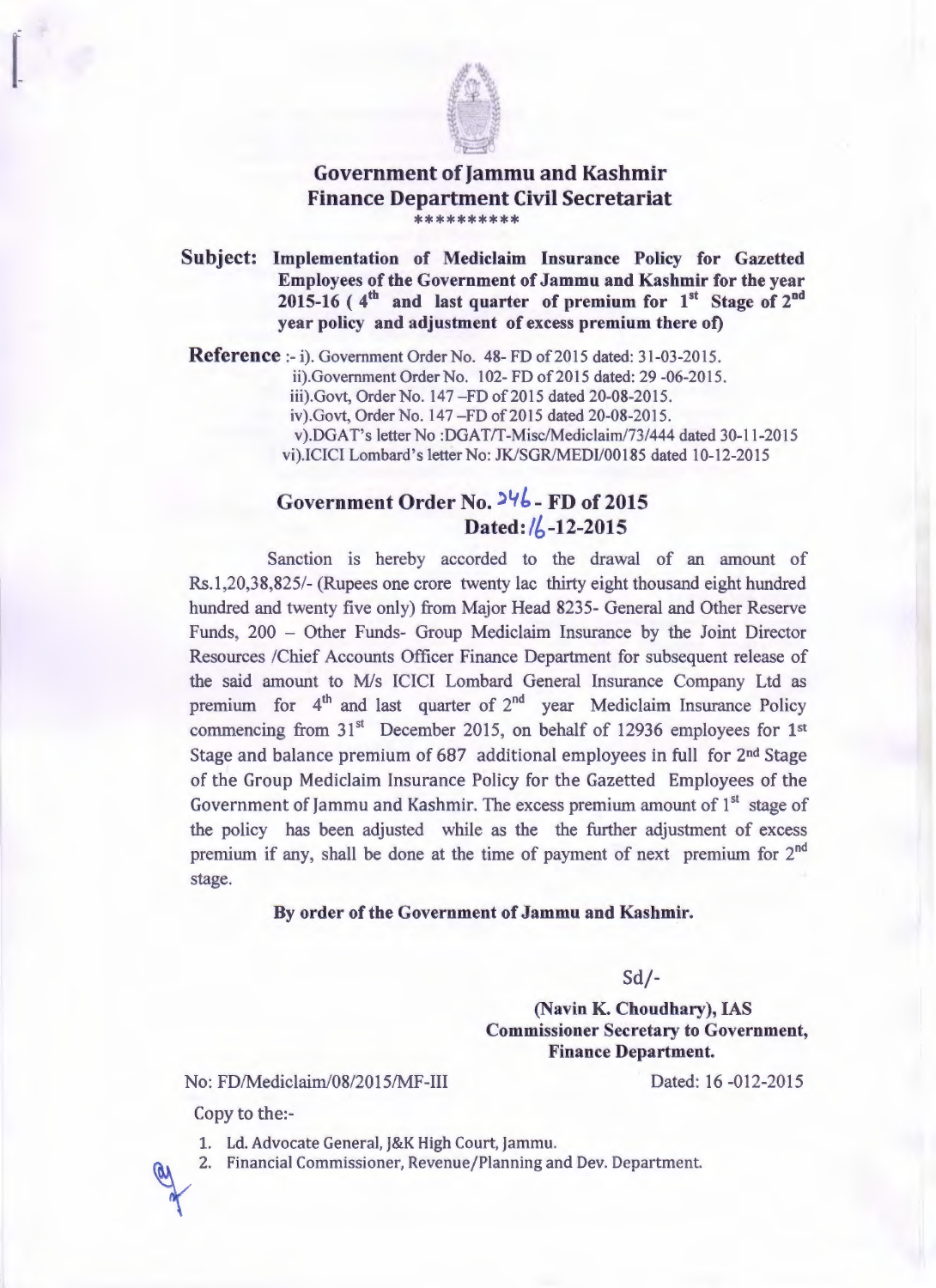# Government of Jammu and Kashmir
## Finance Department Civil Secretariat

\*\*\*\*\*\*\*\*\*\*

**Subject: Implementation of Mediclaim Insurance Policy for Gazetted Employees of the Government of Jammu and Kashmir for the year 2015-16 ( 4th and last quarter of premium for 1st Stage of 2nd year policy and adjustment of excess premium there of)**

**Reference** :- i). Government Order No. 48- FD of 2015 dated: 31-03-2015.
ii).Government Order No. 102- FD of 2015 dated: 29 -06-2015.
iii).Govt, Order No. 147 –FD of 2015 dated 20-08-2015.
iv).Govt, Order No. 147 –FD of 2015 dated 20-08-2015.
v).DGAT's letter No :DGAT/T-Misc/Mediclaim/73/444 dated 30-11-2015
vi).ICICI Lombard's letter No: JK/SGR/MEDI/00185 dated 10-12-2015

## Government Order No. 246 - FD of 2015
## Dated: 16-12-2015

Sanction is hereby accorded to the drawal of an amount of Rs.1,20,38,825/- (Rupees one crore twenty lac thirty eight thousand eight hundred hundred and twenty five only) from Major Head 8235- General and Other Reserve Funds, 200 – Other Funds- Group Mediclaim Insurance by the Joint Director Resources /Chief Accounts Officer Finance Department for subsequent release of the said amount to M/s ICICI Lombard General Insurance Company Ltd as premium for 4th and last quarter of 2nd year Mediclaim Insurance Policy commencing from 31st December 2015, on behalf of 12936 employees for 1st Stage and balance premium of 687 additional employees in full for 2nd Stage of the Group Mediclaim Insurance Policy for the Gazetted Employees of the Government of Jammu and Kashmir. The excess premium amount of 1st stage of the policy has been adjusted while as the the further adjustment of excess premium if any, shall be done at the time of payment of next premium for 2nd stage.

**By order of the Government of Jammu and Kashmir.**

Sd/-

**(Navin K. Choudhary), IAS**
**Commissioner Secretary to Government,**
**Finance Department.**

No: FD/Mediclaim/08/2015/MF-III

Dated: 16 -012-2015

Copy to the:-

1. Ld. Advocate General, J&K High Court, Jammu.
2. Financial Commissioner, Revenue/Planning and Dev. Department.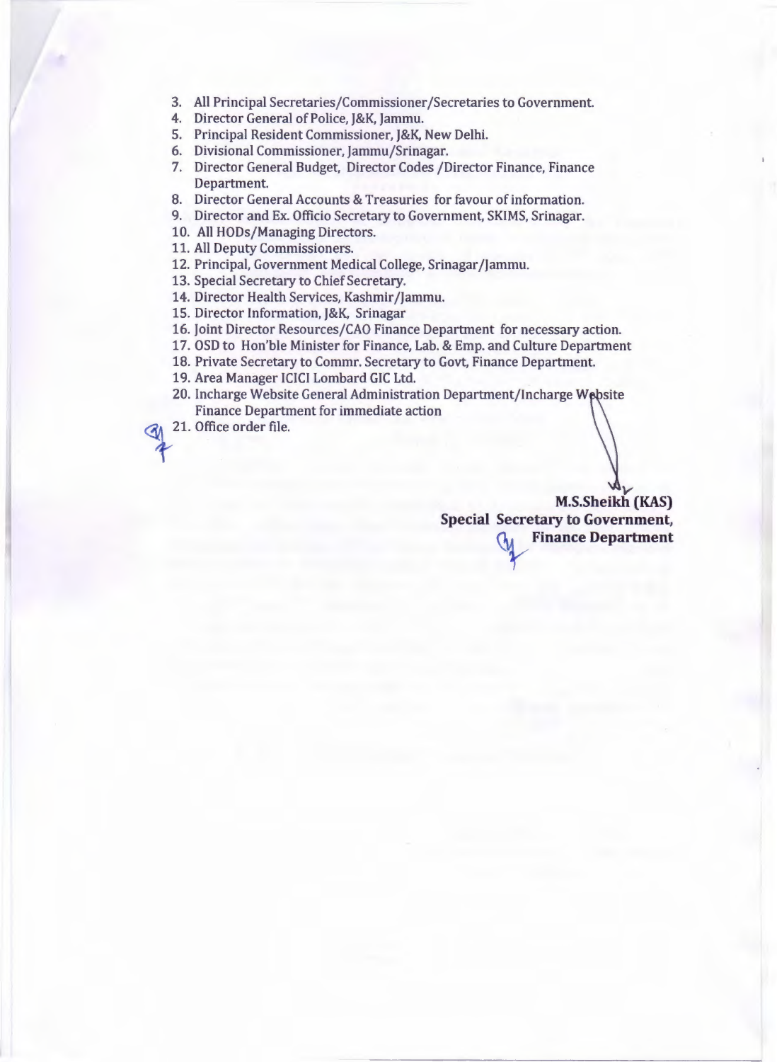3. All Principal Secretaries/Commissioner/Secretaries to Government.
4. Director General of Police, J&K, Jammu.
5. Principal Resident Commissioner, J&K, New Delhi.
6. Divisional Commissioner, Jammu/Srinagar.
7. Director General Budget, Director Codes /Director Finance, Finance Department.
8. Director General Accounts & Treasuries for favour of information.
9. Director and Ex. Officio Secretary to Government, SKIMS, Srinagar.
10. All HODs/Managing Directors.
11. All Deputy Commissioners.
12. Principal, Government Medical College, Srinagar/Jammu.
13. Special Secretary to Chief Secretary.
14. Director Health Services, Kashmir/Jammu.
15. Director Information, J&K, Srinagar
16. Joint Director Resources/CAO Finance Department for necessary action.
17. OSD to Hon'ble Minister for Finance, Lab. & Emp. and Culture Department
18. Private Secretary to Commr. Secretary to Govt, Finance Department.
19. Area Manager ICICI Lombard GIC Ltd.
20. Incharge Website General Administration Department/Incharge Website Finance Department for immediate action
21. Office order file.

**M.S.Sheikh (KAS)**
**Special Secretary to Government,**
**Finance Department**